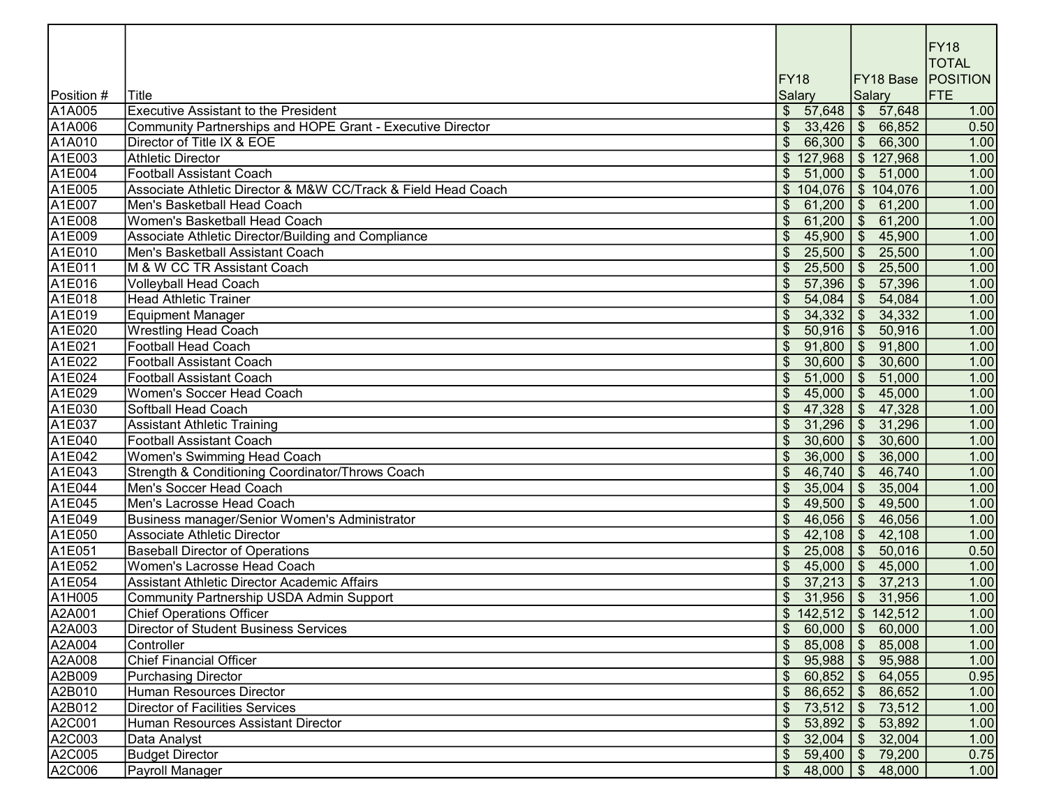| Position # | Title | FY18 Salary | FY18 Base Salary | FY18 TOTAL POSITION FTE |
|---|---|---|---|---|
| A1A005 | Executive Assistant to the President | $ 57,648 | $ 57,648 | 1.00 |
| A1A006 | Community Partnerships and HOPE Grant - Executive Director | $ 33,426 | $ 66,852 | 0.50 |
| A1A010 | Director of Title IX & EOE | $ 66,300 | $ 66,300 | 1.00 |
| A1E003 | Athletic Director | $ 127,968 | $ 127,968 | 1.00 |
| A1E004 | Football Assistant Coach | $ 51,000 | $ 51,000 | 1.00 |
| A1E005 | Associate Athletic Director & M&W CC/Track & Field Head Coach | $ 104,076 | $ 104,076 | 1.00 |
| A1E007 | Men's Basketball Head Coach | $ 61,200 | $ 61,200 | 1.00 |
| A1E008 | Women's Basketball Head Coach | $ 61,200 | $ 61,200 | 1.00 |
| A1E009 | Associate Athletic Director/Building and Compliance | $ 45,900 | $ 45,900 | 1.00 |
| A1E010 | Men's Basketball Assistant Coach | $ 25,500 | $ 25,500 | 1.00 |
| A1E011 | M & W CC TR Assistant Coach | $ 25,500 | $ 25,500 | 1.00 |
| A1E016 | Volleyball Head Coach | $ 57,396 | $ 57,396 | 1.00 |
| A1E018 | Head Athletic Trainer | $ 54,084 | $ 54,084 | 1.00 |
| A1E019 | Equipment Manager | $ 34,332 | $ 34,332 | 1.00 |
| A1E020 | Wrestling Head Coach | $ 50,916 | $ 50,916 | 1.00 |
| A1E021 | Football Head Coach | $ 91,800 | $ 91,800 | 1.00 |
| A1E022 | Football Assistant Coach | $ 30,600 | $ 30,600 | 1.00 |
| A1E024 | Football Assistant Coach | $ 51,000 | $ 51,000 | 1.00 |
| A1E029 | Women's Soccer Head Coach | $ 45,000 | $ 45,000 | 1.00 |
| A1E030 | Softball Head Coach | $ 47,328 | $ 47,328 | 1.00 |
| A1E037 | Assistant Athletic Training | $ 31,296 | $ 31,296 | 1.00 |
| A1E040 | Football Assistant Coach | $ 30,600 | $ 30,600 | 1.00 |
| A1E042 | Women's Swimming Head Coach | $ 36,000 | $ 36,000 | 1.00 |
| A1E043 | Strength & Conditioning Coordinator/Throws Coach | $ 46,740 | $ 46,740 | 1.00 |
| A1E044 | Men's Soccer Head Coach | $ 35,004 | $ 35,004 | 1.00 |
| A1E045 | Men's Lacrosse Head Coach | $ 49,500 | $ 49,500 | 1.00 |
| A1E049 | Business manager/Senior Women's Administrator | $ 46,056 | $ 46,056 | 1.00 |
| A1E050 | Associate Athletic Director | $ 42,108 | $ 42,108 | 1.00 |
| A1E051 | Baseball Director of Operations | $ 25,008 | $ 50,016 | 0.50 |
| A1E052 | Women's Lacrosse Head Coach | $ 45,000 | $ 45,000 | 1.00 |
| A1E054 | Assistant Athletic Director Academic Affairs | $ 37,213 | $ 37,213 | 1.00 |
| A1H005 | Community Partnership USDA Admin Support | $ 31,956 | $ 31,956 | 1.00 |
| A2A001 | Chief Operations Officer | $ 142,512 | $ 142,512 | 1.00 |
| A2A003 | Director of Student Business Services | $ 60,000 | $ 60,000 | 1.00 |
| A2A004 | Controller | $ 85,008 | $ 85,008 | 1.00 |
| A2A008 | Chief Financial Officer | $ 95,988 | $ 95,988 | 1.00 |
| A2B009 | Purchasing Director | $ 60,852 | $ 64,055 | 0.95 |
| A2B010 | Human Resources Director | $ 86,652 | $ 86,652 | 1.00 |
| A2B012 | Director of Facilities Services | $ 73,512 | $ 73,512 | 1.00 |
| A2C001 | Human Resources Assistant Director | $ 53,892 | $ 53,892 | 1.00 |
| A2C003 | Data Analyst | $ 32,004 | $ 32,004 | 1.00 |
| A2C005 | Budget Director | $ 59,400 | $ 79,200 | 0.75 |
| A2C006 | Payroll Manager | $ 48,000 | $ 48,000 | 1.00 |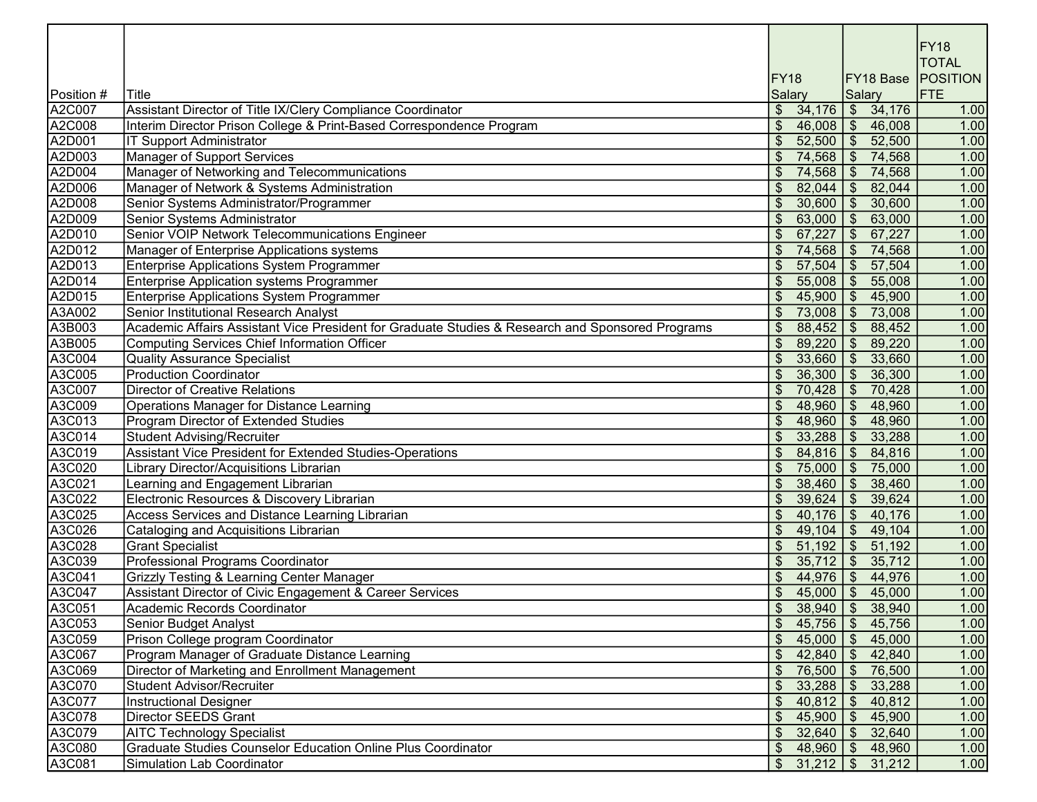| Position # | Title | FY18 Salary | FY18 Base Salary | FY18 TOTAL POSITION FTE |
|---|---|---|---|---|
| A2C007 | Assistant Director of Title IX/Clery Compliance Coordinator | $ 34,176 | $ 34,176 | 1.00 |
| A2C008 | Interim Director Prison College & Print-Based Correspondence Program | $ 46,008 | $ 46,008 | 1.00 |
| A2D001 | IT Support Administrator | $ 52,500 | $ 52,500 | 1.00 |
| A2D003 | Manager of Support Services | $ 74,568 | $ 74,568 | 1.00 |
| A2D004 | Manager of Networking and Telecommunications | $ 74,568 | $ 74,568 | 1.00 |
| A2D006 | Manager of Network & Systems Administration | $ 82,044 | $ 82,044 | 1.00 |
| A2D008 | Senior Systems Administrator/Programmer | $ 30,600 | $ 30,600 | 1.00 |
| A2D009 | Senior Systems Administrator | $ 63,000 | $ 63,000 | 1.00 |
| A2D010 | Senior VOIP Network Telecommunications Engineer | $ 67,227 | $ 67,227 | 1.00 |
| A2D012 | Manager of Enterprise Applications systems | $ 74,568 | $ 74,568 | 1.00 |
| A2D013 | Enterprise Applications System Programmer | $ 57,504 | $ 57,504 | 1.00 |
| A2D014 | Enterprise Application systems Programmer | $ 55,008 | $ 55,008 | 1.00 |
| A2D015 | Enterprise Applications System Programmer | $ 45,900 | $ 45,900 | 1.00 |
| A3A002 | Senior Institutional Research Analyst | $ 73,008 | $ 73,008 | 1.00 |
| A3B003 | Academic Affairs Assistant Vice President for Graduate Studies & Research and Sponsored Programs | $ 88,452 | $ 88,452 | 1.00 |
| A3B005 | Computing Services Chief Information Officer | $ 89,220 | $ 89,220 | 1.00 |
| A3C004 | Quality Assurance Specialist | $ 33,660 | $ 33,660 | 1.00 |
| A3C005 | Production Coordinator | $ 36,300 | $ 36,300 | 1.00 |
| A3C007 | Director of Creative Relations | $ 70,428 | $ 70,428 | 1.00 |
| A3C009 | Operations Manager for Distance Learning | $ 48,960 | $ 48,960 | 1.00 |
| A3C013 | Program Director of Extended Studies | $ 48,960 | $ 48,960 | 1.00 |
| A3C014 | Student Advising/Recruiter | $ 33,288 | $ 33,288 | 1.00 |
| A3C019 | Assistant Vice President for Extended Studies-Operations | $ 84,816 | $ 84,816 | 1.00 |
| A3C020 | Library Director/Acquisitions Librarian | $ 75,000 | $ 75,000 | 1.00 |
| A3C021 | Learning and Engagement Librarian | $ 38,460 | $ 38,460 | 1.00 |
| A3C022 | Electronic Resources & Discovery Librarian | $ 39,624 | $ 39,624 | 1.00 |
| A3C025 | Access Services and Distance Learning Librarian | $ 40,176 | $ 40,176 | 1.00 |
| A3C026 | Cataloging and Acquisitions Librarian | $ 49,104 | $ 49,104 | 1.00 |
| A3C028 | Grant Specialist | $ 51,192 | $ 51,192 | 1.00 |
| A3C039 | Professional Programs Coordinator | $ 35,712 | $ 35,712 | 1.00 |
| A3C041 | Grizzly Testing & Learning Center Manager | $ 44,976 | $ 44,976 | 1.00 |
| A3C047 | Assistant Director of Civic Engagement & Career Services | $ 45,000 | $ 45,000 | 1.00 |
| A3C051 | Academic Records Coordinator | $ 38,940 | $ 38,940 | 1.00 |
| A3C053 | Senior Budget Analyst | $ 45,756 | $ 45,756 | 1.00 |
| A3C059 | Prison College program Coordinator | $ 45,000 | $ 45,000 | 1.00 |
| A3C067 | Program Manager of Graduate Distance Learning | $ 42,840 | $ 42,840 | 1.00 |
| A3C069 | Director of Marketing and Enrollment Management | $ 76,500 | $ 76,500 | 1.00 |
| A3C070 | Student Advisor/Recruiter | $ 33,288 | $ 33,288 | 1.00 |
| A3C077 | Instructional Designer | $ 40,812 | $ 40,812 | 1.00 |
| A3C078 | Director SEEDS Grant | $ 45,900 | $ 45,900 | 1.00 |
| A3C079 | AITC Technology Specialist | $ 32,640 | $ 32,640 | 1.00 |
| A3C080 | Graduate Studies Counselor Education Online Plus Coordinator | $ 48,960 | $ 48,960 | 1.00 |
| A3C081 | Simulation Lab Coordinator | $ 31,212 | $ 31,212 | 1.00 |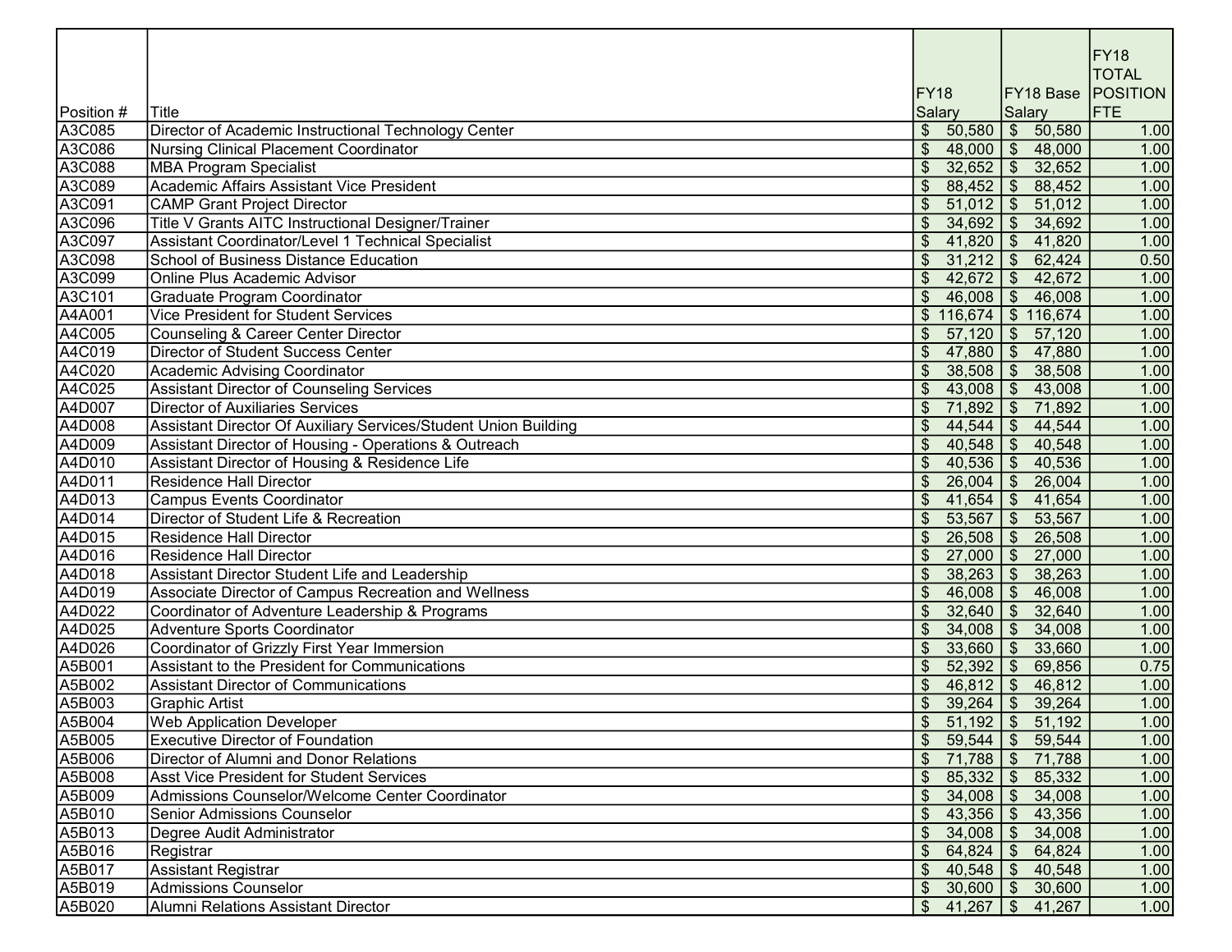| Position # | Title | FY18 Salary | FY18 Base Salary | FY18 TOTAL POSITION FTE |
|---|---|---|---|---|
| A3C085 | Director of Academic Instructional Technology Center | $ 50,580 | $ 50,580 | 1.00 |
| A3C086 | Nursing Clinical Placement Coordinator | $ 48,000 | $ 48,000 | 1.00 |
| A3C088 | MBA Program Specialist | $ 32,652 | $ 32,652 | 1.00 |
| A3C089 | Academic Affairs Assistant Vice President | $ 88,452 | $ 88,452 | 1.00 |
| A3C091 | CAMP Grant Project Director | $ 51,012 | $ 51,012 | 1.00 |
| A3C096 | Title V Grants AITC Instructional Designer/Trainer | $ 34,692 | $ 34,692 | 1.00 |
| A3C097 | Assistant Coordinator/Level 1 Technical Specialist | $ 41,820 | $ 41,820 | 1.00 |
| A3C098 | School of Business Distance Education | $ 31,212 | $ 62,424 | 0.50 |
| A3C099 | Online Plus Academic Advisor | $ 42,672 | $ 42,672 | 1.00 |
| A3C101 | Graduate Program Coordinator | $ 46,008 | $ 46,008 | 1.00 |
| A4A001 | Vice President for Student Services | $ 116,674 | $ 116,674 | 1.00 |
| A4C005 | Counseling & Career Center Director | $ 57,120 | $ 57,120 | 1.00 |
| A4C019 | Director of Student Success Center | $ 47,880 | $ 47,880 | 1.00 |
| A4C020 | Academic Advising Coordinator | $ 38,508 | $ 38,508 | 1.00 |
| A4C025 | Assistant Director of Counseling Services | $ 43,008 | $ 43,008 | 1.00 |
| A4D007 | Director of Auxiliaries Services | $ 71,892 | $ 71,892 | 1.00 |
| A4D008 | Assistant Director Of Auxiliary Services/Student Union Building | $ 44,544 | $ 44,544 | 1.00 |
| A4D009 | Assistant Director of Housing - Operations & Outreach | $ 40,548 | $ 40,548 | 1.00 |
| A4D010 | Assistant Director of Housing & Residence Life | $ 40,536 | $ 40,536 | 1.00 |
| A4D011 | Residence Hall Director | $ 26,004 | $ 26,004 | 1.00 |
| A4D013 | Campus Events Coordinator | $ 41,654 | $ 41,654 | 1.00 |
| A4D014 | Director of Student Life & Recreation | $ 53,567 | $ 53,567 | 1.00 |
| A4D015 | Residence Hall Director | $ 26,508 | $ 26,508 | 1.00 |
| A4D016 | Residence Hall Director | $ 27,000 | $ 27,000 | 1.00 |
| A4D018 | Assistant Director Student Life and Leadership | $ 38,263 | $ 38,263 | 1.00 |
| A4D019 | Associate Director of Campus Recreation and Wellness | $ 46,008 | $ 46,008 | 1.00 |
| A4D022 | Coordinator of Adventure Leadership & Programs | $ 32,640 | $ 32,640 | 1.00 |
| A4D025 | Adventure Sports Coordinator | $ 34,008 | $ 34,008 | 1.00 |
| A4D026 | Coordinator of Grizzly First Year Immersion | $ 33,660 | $ 33,660 | 1.00 |
| A5B001 | Assistant to the President for Communications | $ 52,392 | $ 69,856 | 0.75 |
| A5B002 | Assistant Director of Communications | $ 46,812 | $ 46,812 | 1.00 |
| A5B003 | Graphic Artist | $ 39,264 | $ 39,264 | 1.00 |
| A5B004 | Web Application Developer | $ 51,192 | $ 51,192 | 1.00 |
| A5B005 | Executive Director of Foundation | $ 59,544 | $ 59,544 | 1.00 |
| A5B006 | Director of Alumni and Donor Relations | $ 71,788 | $ 71,788 | 1.00 |
| A5B008 | Asst Vice President for Student Services | $ 85,332 | $ 85,332 | 1.00 |
| A5B009 | Admissions Counselor/Welcome Center Coordinator | $ 34,008 | $ 34,008 | 1.00 |
| A5B010 | Senior Admissions Counselor | $ 43,356 | $ 43,356 | 1.00 |
| A5B013 | Degree Audit Administrator | $ 34,008 | $ 34,008 | 1.00 |
| A5B016 | Registrar | $ 64,824 | $ 64,824 | 1.00 |
| A5B017 | Assistant Registrar | $ 40,548 | $ 40,548 | 1.00 |
| A5B019 | Admissions Counselor | $ 30,600 | $ 30,600 | 1.00 |
| A5B020 | Alumni Relations Assistant Director | $ 41,267 | $ 41,267 | 1.00 |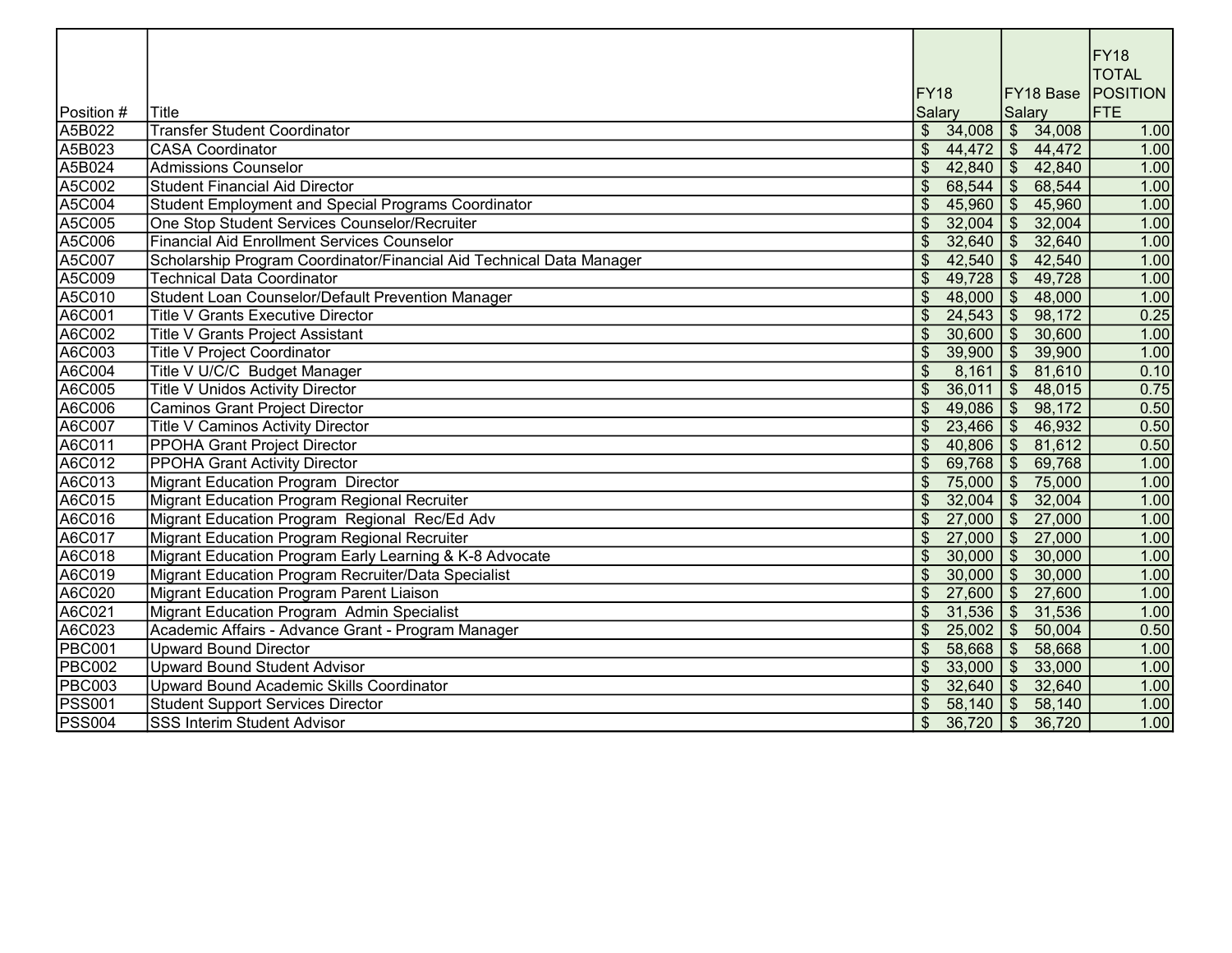| Position # | Title | FY18 Salary | FY18 Base Salary | FY18 TOTAL POSITION FTE |
|---|---|---|---|---|
| A5B022 | Transfer Student Coordinator | $ 34,008 | $ 34,008 | 1.00 |
| A5B023 | CASA Coordinator | $ 44,472 | $ 44,472 | 1.00 |
| A5B024 | Admissions Counselor | $ 42,840 | $ 42,840 | 1.00 |
| A5C002 | Student Financial Aid Director | $ 68,544 | $ 68,544 | 1.00 |
| A5C004 | Student Employment and Special Programs Coordinator | $ 45,960 | $ 45,960 | 1.00 |
| A5C005 | One Stop Student Services Counselor/Recruiter | $ 32,004 | $ 32,004 | 1.00 |
| A5C006 | Financial Aid Enrollment Services Counselor | $ 32,640 | $ 32,640 | 1.00 |
| A5C007 | Scholarship Program Coordinator/Financial Aid Technical Data Manager | $ 42,540 | $ 42,540 | 1.00 |
| A5C009 | Technical Data Coordinator | $ 49,728 | $ 49,728 | 1.00 |
| A5C010 | Student Loan Counselor/Default Prevention Manager | $ 48,000 | $ 48,000 | 1.00 |
| A6C001 | Title V Grants Executive Director | $ 24,543 | $ 98,172 | 0.25 |
| A6C002 | Title V Grants Project Assistant | $ 30,600 | $ 30,600 | 1.00 |
| A6C003 | Title V Project Coordinator | $ 39,900 | $ 39,900 | 1.00 |
| A6C004 | Title V U/C/C Budget Manager | $ 8,161 | $ 81,610 | 0.10 |
| A6C005 | Title V Unidos Activity Director | $ 36,011 | $ 48,015 | 0.75 |
| A6C006 | Caminos Grant Project Director | $ 49,086 | $ 98,172 | 0.50 |
| A6C007 | Title V Caminos Activity Director | $ 23,466 | $ 46,932 | 0.50 |
| A6C011 | PPOHA Grant Project Director | $ 40,806 | $ 81,612 | 0.50 |
| A6C012 | PPOHA Grant Activity Director | $ 69,768 | $ 69,768 | 1.00 |
| A6C013 | Migrant Education Program Director | $ 75,000 | $ 75,000 | 1.00 |
| A6C015 | Migrant Education Program Regional Recruiter | $ 32,004 | $ 32,004 | 1.00 |
| A6C016 | Migrant Education Program Regional Rec/Ed Adv | $ 27,000 | $ 27,000 | 1.00 |
| A6C017 | Migrant Education Program Regional Recruiter | $ 27,000 | $ 27,000 | 1.00 |
| A6C018 | Migrant Education Program Early Learning & K-8 Advocate | $ 30,000 | $ 30,000 | 1.00 |
| A6C019 | Migrant Education Program Recruiter/Data Specialist | $ 30,000 | $ 30,000 | 1.00 |
| A6C020 | Migrant Education Program Parent Liaison | $ 27,600 | $ 27,600 | 1.00 |
| A6C021 | Migrant Education Program Admin Specialist | $ 31,536 | $ 31,536 | 1.00 |
| A6C023 | Academic Affairs - Advance Grant - Program Manager | $ 25,002 | $ 50,004 | 0.50 |
| PBC001 | Upward Bound Director | $ 58,668 | $ 58,668 | 1.00 |
| PBC002 | Upward Bound Student Advisor | $ 33,000 | $ 33,000 | 1.00 |
| PBC003 | Upward Bound Academic Skills Coordinator | $ 32,640 | $ 32,640 | 1.00 |
| PSS001 | Student Support Services Director | $ 58,140 | $ 58,140 | 1.00 |
| PSS004 | SSS Interim Student Advisor | $ 36,720 | $ 36,720 | 1.00 |